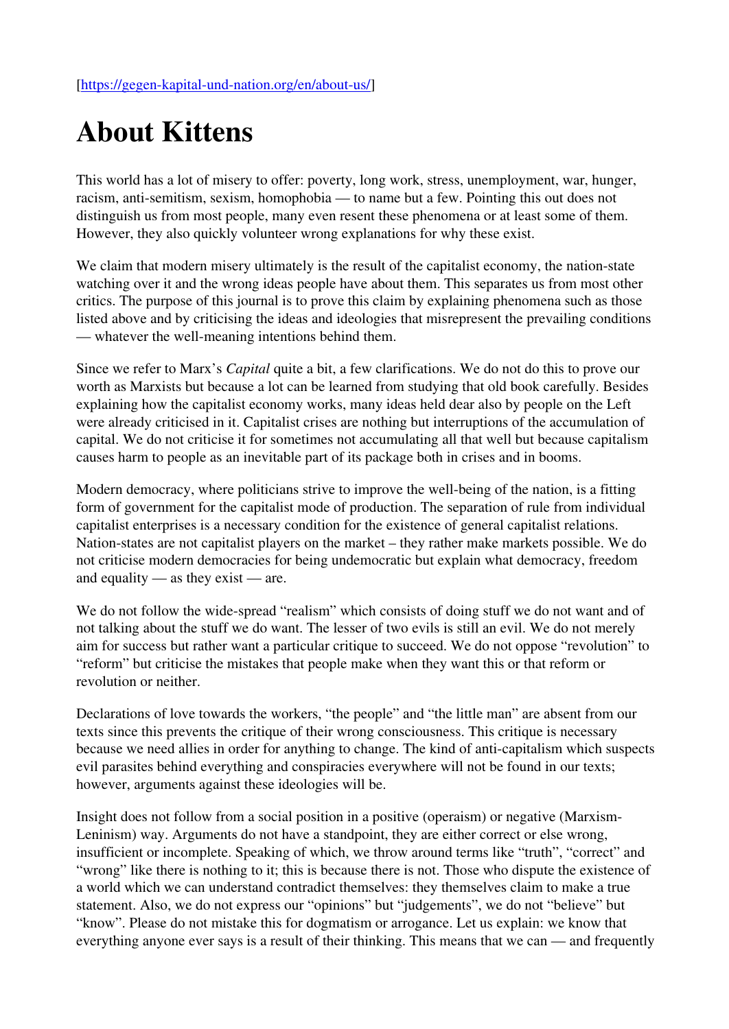[https://gegen-kapital-und-nation.org/en/about-us/]

# About Kittens

This world has a lot of misery to offer: poverty, long work, stress, unemployment, war, hunger, racism, anti-semitism, sexism, homophobia — to name but a few. Pointing this out does not distinguish us from most people, many even resent these phenomena or at least some of them. However, they also quickly volunteer wrong explanations for why these exist.

We claim that modern misery ultimately is the result of the capitalist economy, the nation-state watching over it and the wrong ideas people have about them. This separates us from most other critics. The purpose of this journal is to prove this claim by explaining phenomena such as those listed above and by criticising the ideas and ideologies that misrepresent the prevailing conditions — whatever the well-meaning intentions behind them.

Since we refer to Marx's *Capital* quite a bit, a few clarifications. We do not do this to prove our worth as Marxists but because a lot can be learned from studying that old book carefully. Besides explaining how the capitalist economy works, many ideas held dear also by people on the Left were already criticised in it. Capitalist crises are nothing but interruptions of the accumulation of capital. We do not criticise it for sometimes not accumulating all that well but because capitalism causes harm to people as an inevitable part of its package both in crises and in booms.

Modern democracy, where politicians strive to improve the well-being of the nation, is a fitting form of government for the capitalist mode of production. The separation of rule from individual capitalist enterprises is a necessary condition for the existence of general capitalist relations. Nation-states are not capitalist players on the market – they rather make markets possible. We do not criticise modern democracies for being undemocratic but explain what democracy, freedom and equality — as they exist — are.

We do not follow the wide-spread "realism" which consists of doing stuff we do not want and of not talking about the stuff we do want. The lesser of two evils is still an evil. We do not merely aim for success but rather want a particular critique to succeed. We do not oppose "revolution" to "reform" but criticise the mistakes that people make when they want this or that reform or revolution or neither.

Declarations of love towards the workers, "the people" and "the little man" are absent from our texts since this prevents the critique of their wrong consciousness. This critique is necessary because we need allies in order for anything to change. The kind of anti-capitalism which suspects evil parasites behind everything and conspiracies everywhere will not be found in our texts; however, arguments against these ideologies will be.

Insight does not follow from a social position in a positive (operaism) or negative (Marxism-Leninism) way. Arguments do not have a standpoint, they are either correct or else wrong, insufficient or incomplete. Speaking of which, we throw around terms like "truth", "correct" and "wrong" like there is nothing to it; this is because there is not. Those who dispute the existence of a world which we can understand contradict themselves: they themselves claim to make a true statement. Also, we do not express our "opinions" but "judgements", we do not "believe" but "know". Please do not mistake this for dogmatism or arrogance. Let us explain: we know that everything anyone ever says is a result of their thinking. This means that we can — and frequently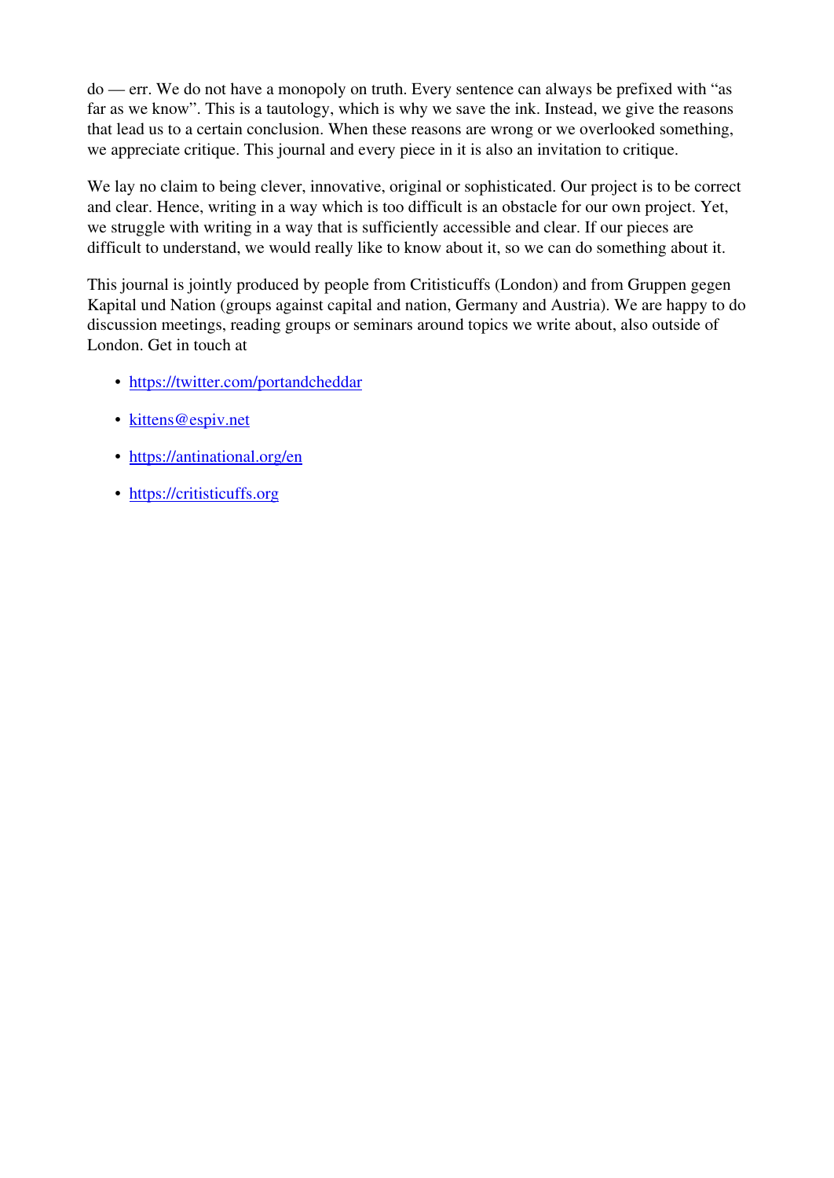do — err. We do not have a monopoly on truth. Every sentence can always be prefixed with "as far as we know". This is a tautology, which is why we save the ink. Instead, we give the reasons that lead us to a certain conclusion. When these reasons are wrong or we overlooked something, we appreciate critique. This journal and every piece in it is also an invitation to critique.

We lay no claim to being clever, innovative, original or sophisticated. Our project is to be correct and clear. Hence, writing in a way which is too difficult is an obstacle for our own project. Yet, we struggle with writing in a way that is sufficiently accessible and clear. If our pieces are difficult to understand, we would really like to know about it, so we can do something about it.

This journal is jointly produced by people from Critisticuffs (London) and from Gruppen gegen Kapital und Nation (groups against capital and nation, Germany and Austria). We are happy to do discussion meetings, reading groups or seminars around topics we write about, also outside of London. Get in touch at

- https://twitter.com/portandcheddar
- kittens@espiv.net
- https://antinational.org/en
- https://critisticuffs.org